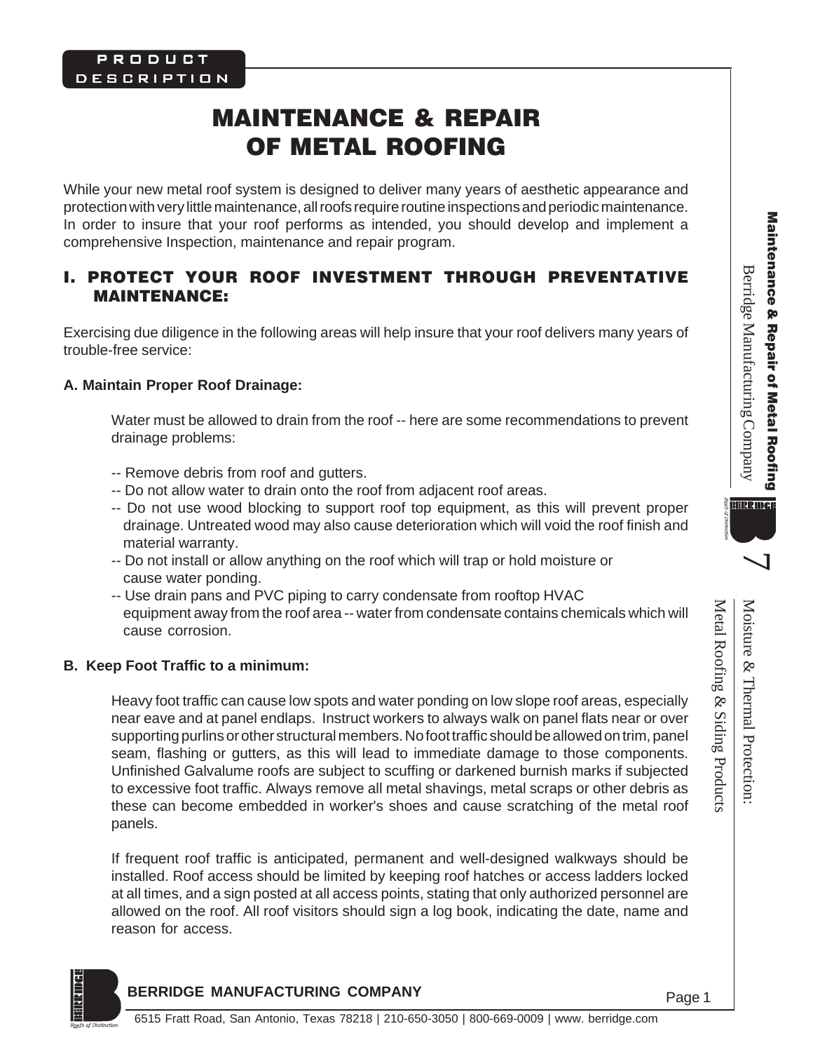# MAINTENANCE & REPAIR OF METAL ROOFING

While your new metal roof system is designed to deliver many years of aesthetic appearance and protection with very little maintenance, all roofs require routine inspections and periodic maintenance. In order to insure that your roof performs as intended, you should develop and implement a comprehensive Inspection, maintenance and repair program.

## I. PROTECT YOUR ROOF INVESTMENT THROUGH PREVENTATIVE MAINTENANCE:

Exercising due diligence in the following areas will help insure that your roof delivers many years of trouble-free service:

### A. Maintain Proper Roof Drainage:

Water must be allowed to drain from the roof -- here are some recommendations to prevent drainage problems:

- -- Remove debris from roof and gutters.
- -- Do not allow water to drain onto the roof from adjacent roof areas.
- -- Do not use wood blocking to support roof top equipment, as this will prevent proper drainage. Untreated wood may also cause deterioration which will void the roof finish and material warranty.
- -- Do not install or allow anything on the roof which will trap or hold moisture or cause water ponding.
- -- Use drain pans and PVC piping to carry condensate from rooftop HVAC equipment away from the roof area -- water from condensate contains chemicals which will cause corrosion.

### B. Keep Foot Traffic to a minimum:

Heavy foot traffic can cause low spots and water ponding on low slope roof areas, especially near eave and at panel endlaps. Instruct workers to always walk on panel flats near or over supporting purlins or other structural members. No foot traffic should be allowed on trim, panel seam, flashing or gutters, as this will lead to immediate damage to those components. Unfinished Galvalume roofs are subject to scuffing or darkened burnish marks if subjected to excessive foot traffic. Always remove all metal shavings, metal scraps or other debris as these can become embedded in worker's shoes and cause scratching of the metal roof panels.

If frequent roof traffic is anticipated, permanent and well-designed walkways should be installed. Roof access should be limited by keeping roof hatches or access ladders locked at all times, and a sign posted at all access points, stating that only authorized personnel are allowed on the roof. All roof visitors should sign a log book, indicating the date, name and reason for access.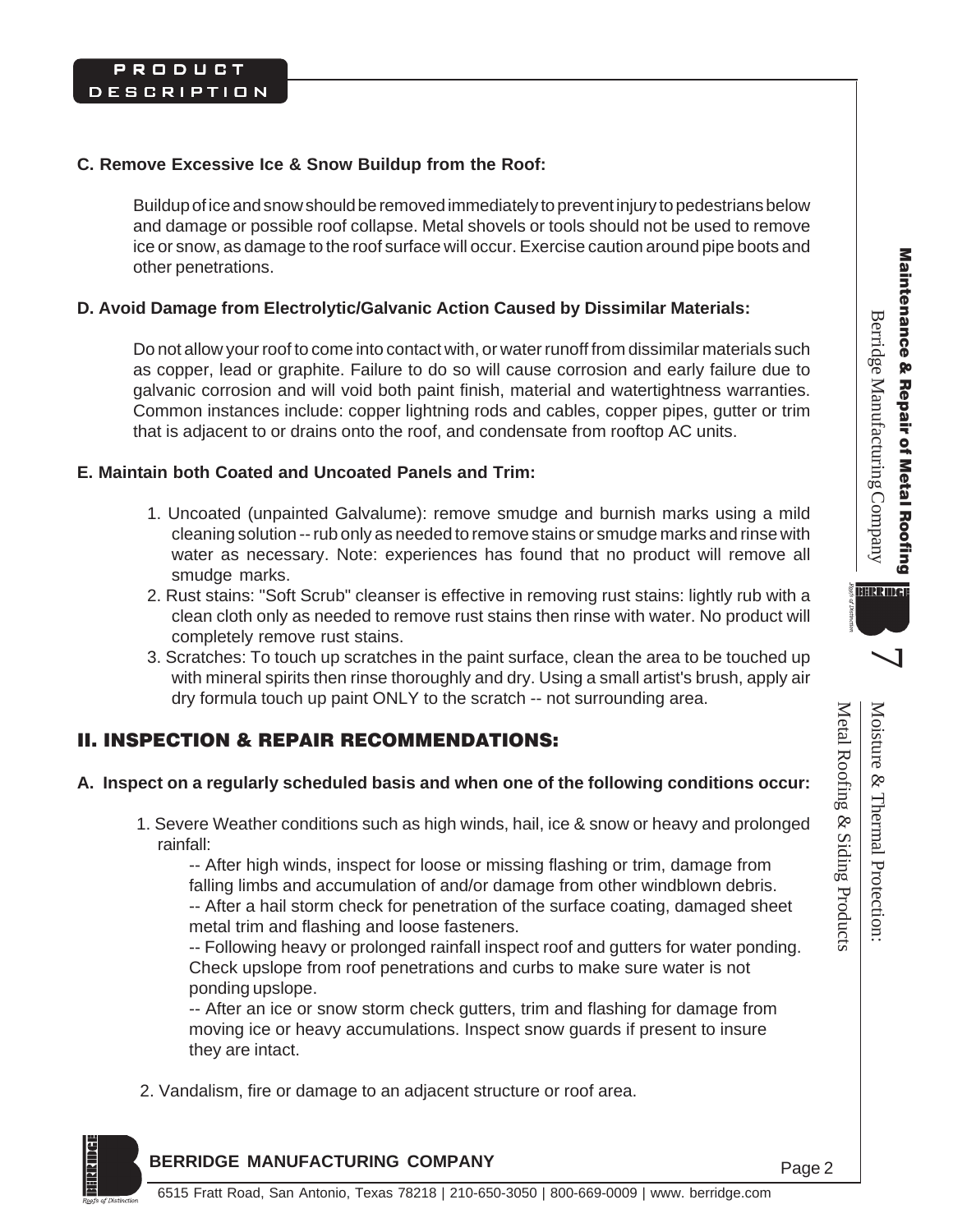### C. Remove Excessive Ice & Snow Buildup from the Roof:

Buildup of ice and snow should be removed immediately to prevent injury to pedestrians below and damage or possible roof collapse. Metal shovels or tools should not be used to remove ice or snow, as damage to the roof surface will occur. Exercise caution around pipe boots and other penetrations.

### D. Avoid Damage from Electrolytic/Galvanic Action Caused by Dissimilar Materials:

Do not allow your roof to come into contact with, or water runoff from dissimilar materials such as copper, lead or graphite. Failure to do so will cause corrosion and early failure due to galvanic corrosion and will void both paint finish, material and watertightness warranties. Common instances include: copper lightning rods and cables, copper pipes, gutter or trim that is adjacent to or drains onto the roof, and condensate from rooftop AC units.

### E. Maintain both Coated and Uncoated Panels and Trim:

1. Uncoated (unpainted Galvalume): remove smudge and burnish marks using a mild cleaning solution -- rub only as needed to remove stains or smudge marks and rinse with water as necessary. Note: experiences has found that no product will remove all smudge marks.
2. Rust stains: "Soft Scrub" cleanser is effective in removing rust stains: lightly rub with a clean cloth only as needed to remove rust stains then rinse with water. No product will completely remove rust stains.
3. Scratches: To touch up scratches in the paint surface, clean the area to be touched up with mineral spirits then rinse thoroughly and dry. Using a small artist's brush, apply air dry formula touch up paint ONLY to the scratch -- not surrounding area.

## II. INSPECTION & REPAIR RECOMMENDATIONS:

### A. Inspect on a regularly scheduled basis and when one of the following conditions occur:

1. Severe Weather conditions such as high winds, hail, ice & snow or heavy and prolonged rainfall:

   -- After high winds, inspect for loose or missing flashing or trim, damage from falling limbs and accumulation of and/or damage from other windblown debris.
   -- After a hail storm check for penetration of the surface coating, damaged sheet metal trim and flashing and loose fasteners.
   -- Following heavy or prolonged rainfall inspect roof and gutters for water ponding. Check upslope from roof penetrations and curbs to make sure water is not ponding upslope.
   -- After an ice or snow storm check gutters, trim and flashing for damage from moving ice or heavy accumulations. Inspect snow guards if present to insure they are intact.

2. Vandalism, fire or damage to an adjacent structure or roof area.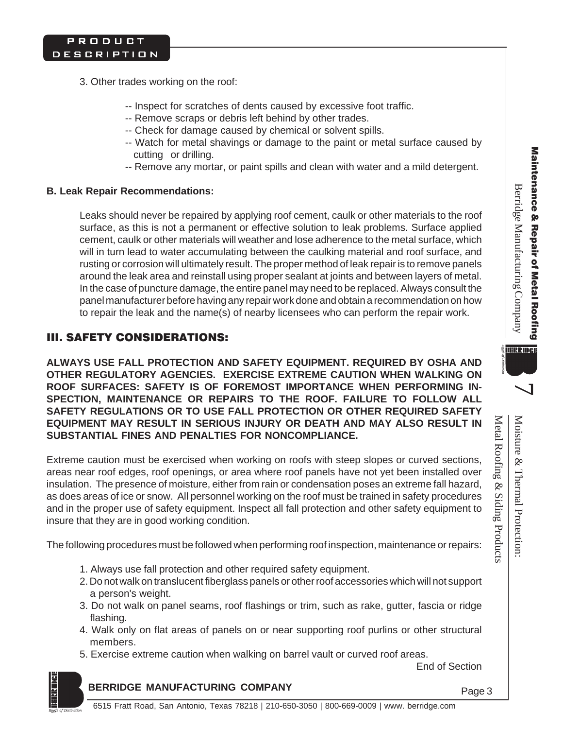3. Other trades working on the roof:

-- Inspect for scratches of dents caused by excessive foot traffic.
-- Remove scraps or debris left behind by other trades.
-- Check for damage caused by chemical or solvent spills.
-- Watch for metal shavings or damage to the paint or metal surface caused by cutting or drilling.
-- Remove any mortar, or paint spills and clean with water and a mild detergent.

**B. Leak Repair Recommendations:**

Leaks should never be repaired by applying roof cement, caulk or other materials to the roof surface, as this is not a permanent or effective solution to leak problems. Surface applied cement, caulk or other materials will weather and lose adherence to the metal surface, which will in turn lead to water accumulating between the caulking material and roof surface, and rusting or corrosion will ultimately result. The proper method of leak repair is to remove panels around the leak area and reinstall using proper sealant at joints and between layers of metal. In the case of puncture damage, the entire panel may need to be replaced. Always consult the panel manufacturer before having any repair work done and obtain a recommendation on how to repair the leak and the name(s) of nearby licensees who can perform the repair work.

## III. SAFETY CONSIDERATIONS:

**ALWAYS USE FALL PROTECTION AND SAFETY EQUIPMENT. REQUIRED BY OSHA AND OTHER REGULATORY AGENCIES. EXERCISE EXTREME CAUTION WHEN WALKING ON ROOF SURFACES: SAFETY IS OF FOREMOST IMPORTANCE WHEN PERFORMING INSPECTION, MAINTENANCE OR REPAIRS TO THE ROOF. FAILURE TO FOLLOW ALL SAFETY REGULATIONS OR TO USE FALL PROTECTION OR OTHER REQUIRED SAFETY EQUIPMENT MAY RESULT IN SERIOUS INJURY OR DEATH AND MAY ALSO RESULT IN SUBSTANTIAL FINES AND PENALTIES FOR NONCOMPLIANCE.**

Extreme caution must be exercised when working on roofs with steep slopes or curved sections, areas near roof edges, roof openings, or area where roof panels have not yet been installed over insulation. The presence of moisture, either from rain or condensation poses an extreme fall hazard, as does areas of ice or snow. All personnel working on the roof must be trained in safety procedures and in the proper use of safety equipment. Inspect all fall protection and other safety equipment to insure that they are in good working condition.

The following procedures must be followed when performing roof inspection, maintenance or repairs:

1. Always use fall protection and other required safety equipment.
2. Do not walk on translucent fiberglass panels or other roof accessories which will not support a person's weight.
3. Do not walk on panel seams, roof flashings or trim, such as rake, gutter, fascia or ridge flashing.
4. Walk only on flat areas of panels on or near supporting roof purlins or other structural members.
5. Exercise extreme caution when walking on barrel vault or curved roof areas.

End of Section